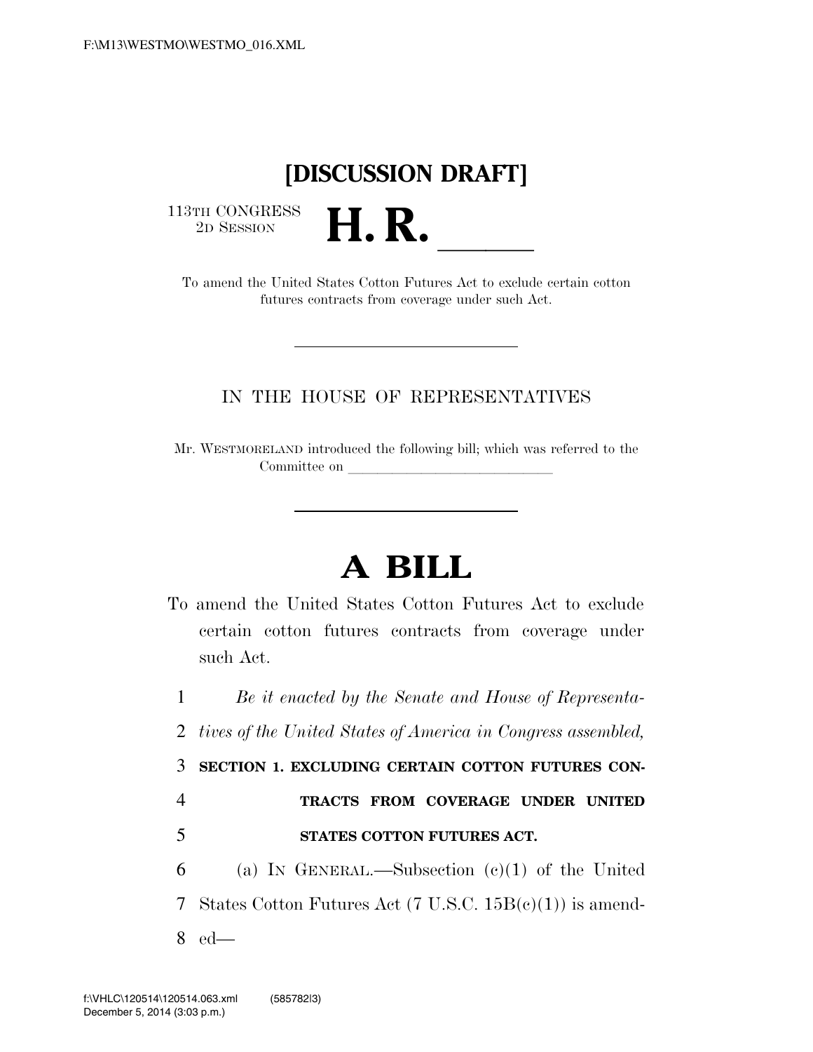F:\M13\WESTMO\WESTMO_016.XML

# [DISCUSSION DRAFT]

113TH CONGRESS
2D SESSION

# H. R. ______

To amend the United States Cotton Futures Act to exclude certain cotton futures contracts from coverage under such Act.

---

IN THE HOUSE OF REPRESENTATIVES

Mr. WESTMORELAND introduced the following bill; which was referred to the Committee on ______________________________

---

# A BILL

To amend the United States Cotton Futures Act to exclude certain cotton futures contracts from coverage under such Act.

1 *Be it enacted by the Senate and House of Representa-*
2 *tives of the United States of America in Congress assembled,*

3 **SECTION 1. EXCLUDING CERTAIN COTTON FUTURES CON-**
4 **TRACTS FROM COVERAGE UNDER UNITED**
5 **STATES COTTON FUTURES ACT.**

6 (a) IN GENERAL.—Subsection (c)(1) of the United
7 States Cotton Futures Act (7 U.S.C. 15B(c)(1)) is amend-
8 ed—

f:\VHLC\120514\120514.063.xml (585782|3)
December 5, 2014 (3:03 p.m.)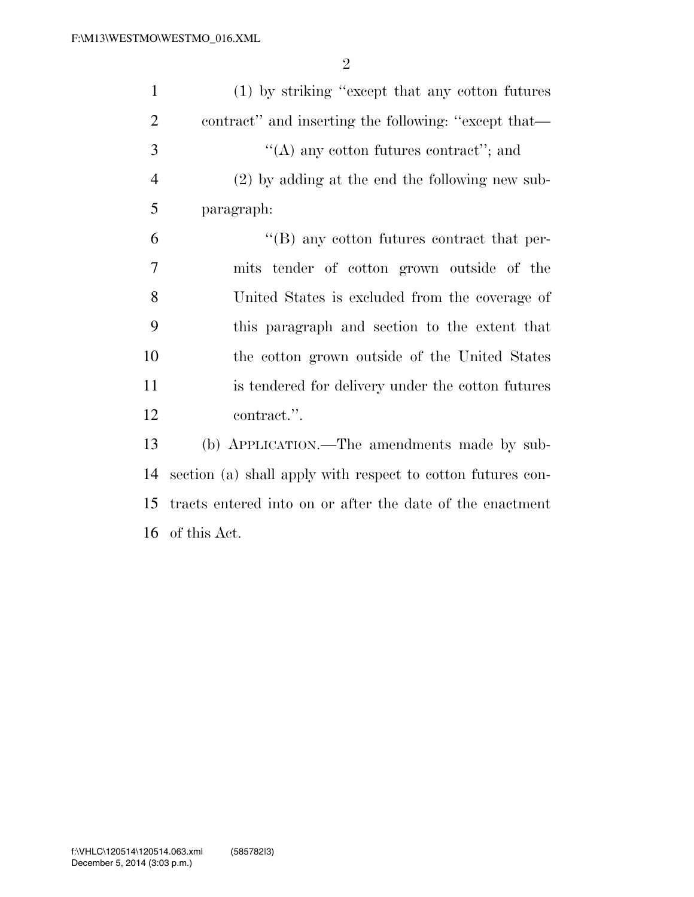(1) by striking "except that any cotton futures contract" and inserting the following: "except that—

"(A) any cotton futures contract"; and

(2) by adding at the end the following new subparagraph:

"(B) any cotton futures contract that permits tender of cotton grown outside of the United States is excluded from the coverage of this paragraph and section to the extent that the cotton grown outside of the United States is tendered for delivery under the cotton futures contract.".

(b) APPLICATION.—The amendments made by subsection (a) shall apply with respect to cotton futures contracts entered into on or after the date of the enactment of this Act.